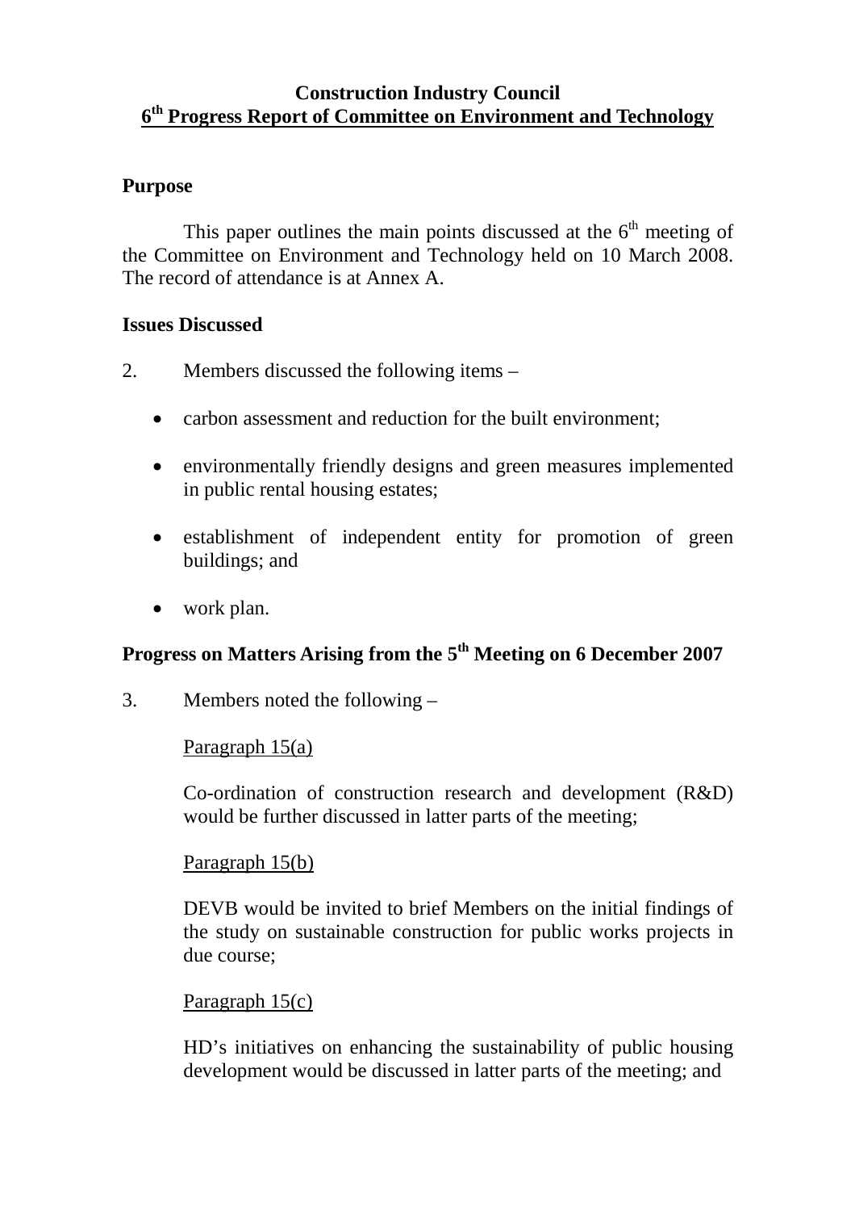# Construction Industry Council

## 6th Progress Report of Committee on Environment and Technology

### Purpose

This paper outlines the main points discussed at the 6th meeting of the Committee on Environment and Technology held on 10 March 2008. The record of attendance is at Annex A.

### Issues Discussed

2. Members discussed the following items –

- carbon assessment and reduction for the built environment;
- environmentally friendly designs and green measures implemented in public rental housing estates;
- establishment of independent entity for promotion of green buildings; and
- work plan.

### Progress on Matters Arising from the 5th Meeting on 6 December 2007

3. Members noted the following –

Paragraph 15(a)

Co-ordination of construction research and development (R&D) would be further discussed in latter parts of the meeting;

Paragraph 15(b)

DEVB would be invited to brief Members on the initial findings of the study on sustainable construction for public works projects in due course;

Paragraph 15(c)

HD's initiatives on enhancing the sustainability of public housing development would be discussed in latter parts of the meeting; and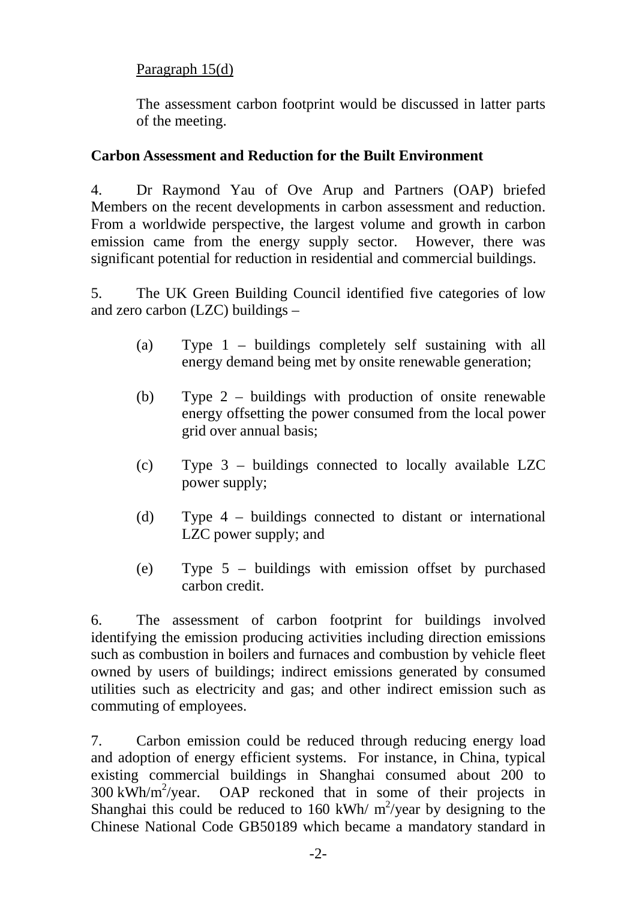Paragraph 15(d)

The assessment carbon footprint would be discussed in latter parts of the meeting.

**Carbon Assessment and Reduction for the Built Environment**

4. Dr Raymond Yau of Ove Arup and Partners (OAP) briefed Members on the recent developments in carbon assessment and reduction. From a worldwide perspective, the largest volume and growth in carbon emission came from the energy supply sector. However, there was significant potential for reduction in residential and commercial buildings.

5. The UK Green Building Council identified five categories of low and zero carbon (LZC) buildings –

(a) Type 1 – buildings completely self sustaining with all energy demand being met by onsite renewable generation;

(b) Type 2 – buildings with production of onsite renewable energy offsetting the power consumed from the local power grid over annual basis;

(c) Type 3 – buildings connected to locally available LZC power supply;

(d) Type 4 – buildings connected to distant or international LZC power supply; and

(e) Type 5 – buildings with emission offset by purchased carbon credit.

6. The assessment of carbon footprint for buildings involved identifying the emission producing activities including direction emissions such as combustion in boilers and furnaces and combustion by vehicle fleet owned by users of buildings; indirect emissions generated by consumed utilities such as electricity and gas; and other indirect emission such as commuting of employees.

7. Carbon emission could be reduced through reducing energy load and adoption of energy efficient systems. For instance, in China, typical existing commercial buildings in Shanghai consumed about 200 to 300 kWh/$m^2$/year. OAP reckoned that in some of their projects in Shanghai this could be reduced to 160 kWh/ $m^2$/year by designing to the Chinese National Code GB50189 which became a mandatory standard in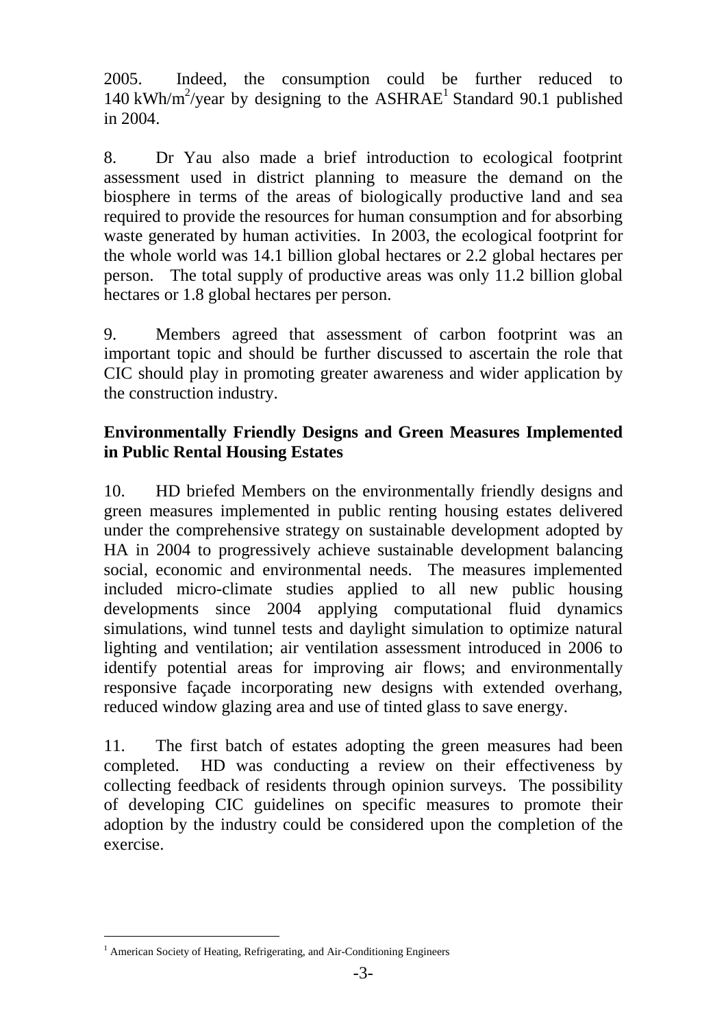2005. Indeed, the consumption could be further reduced to 140 kWh/$m^2$/year by designing to the ASHRAE[1] Standard 90.1 published in 2004.

8. Dr Yau also made a brief introduction to ecological footprint assessment used in district planning to measure the demand on the biosphere in terms of the areas of biologically productive land and sea required to provide the resources for human consumption and for absorbing waste generated by human activities. In 2003, the ecological footprint for the whole world was 14.1 billion global hectares or 2.2 global hectares per person. The total supply of productive areas was only 11.2 billion global hectares or 1.8 global hectares per person.

9. Members agreed that assessment of carbon footprint was an important topic and should be further discussed to ascertain the role that CIC should play in promoting greater awareness and wider application by the construction industry.

**Environmentally Friendly Designs and Green Measures Implemented in Public Rental Housing Estates**

10. HD briefed Members on the environmentally friendly designs and green measures implemented in public renting housing estates delivered under the comprehensive strategy on sustainable development adopted by HA in 2004 to progressively achieve sustainable development balancing social, economic and environmental needs. The measures implemented included micro-climate studies applied to all new public housing developments since 2004 applying computational fluid dynamics simulations, wind tunnel tests and daylight simulation to optimize natural lighting and ventilation; air ventilation assessment introduced in 2006 to identify potential areas for improving air flows; and environmentally responsive façade incorporating new designs with extended overhang, reduced window glazing area and use of tinted glass to save energy.

11. The first batch of estates adopting the green measures had been completed. HD was conducting a review on their effectiveness by collecting feedback of residents through opinion surveys. The possibility of developing CIC guidelines on specific measures to promote their adoption by the industry could be considered upon the completion of the exercise.

[1] American Society of Heating, Refrigerating, and Air-Conditioning Engineers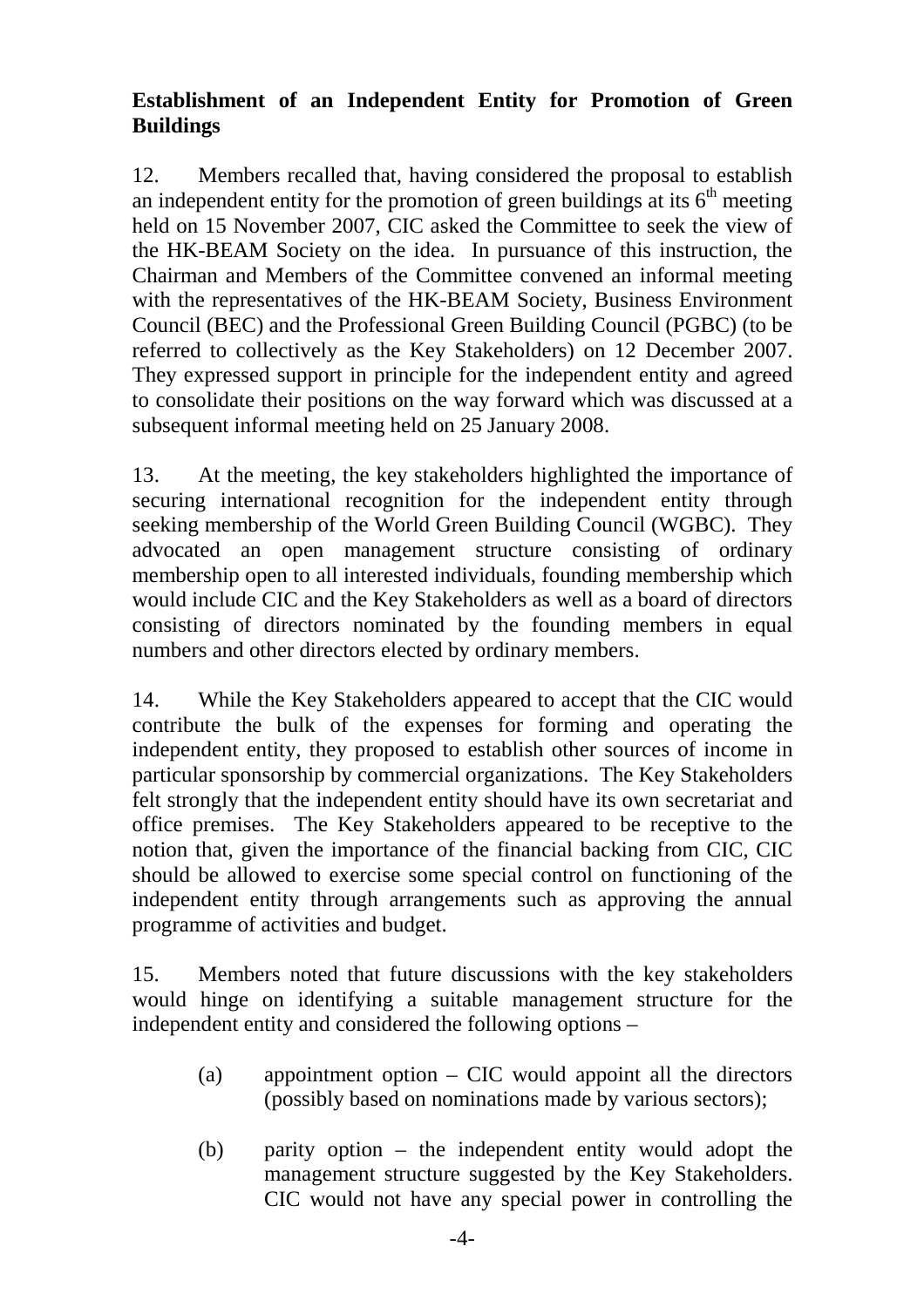**Establishment of an Independent Entity for Promotion of Green Buildings**

12. Members recalled that, having considered the proposal to establish an independent entity for the promotion of green buildings at its 6th meeting held on 15 November 2007, CIC asked the Committee to seek the view of the HK-BEAM Society on the idea. In pursuance of this instruction, the Chairman and Members of the Committee convened an informal meeting with the representatives of the HK-BEAM Society, Business Environment Council (BEC) and the Professional Green Building Council (PGBC) (to be referred to collectively as the Key Stakeholders) on 12 December 2007. They expressed support in principle for the independent entity and agreed to consolidate their positions on the way forward which was discussed at a subsequent informal meeting held on 25 January 2008.

13. At the meeting, the key stakeholders highlighted the importance of securing international recognition for the independent entity through seeking membership of the World Green Building Council (WGBC). They advocated an open management structure consisting of ordinary membership open to all interested individuals, founding membership which would include CIC and the Key Stakeholders as well as a board of directors consisting of directors nominated by the founding members in equal numbers and other directors elected by ordinary members.

14. While the Key Stakeholders appeared to accept that the CIC would contribute the bulk of the expenses for forming and operating the independent entity, they proposed to establish other sources of income in particular sponsorship by commercial organizations. The Key Stakeholders felt strongly that the independent entity should have its own secretariat and office premises. The Key Stakeholders appeared to be receptive to the notion that, given the importance of the financial backing from CIC, CIC should be allowed to exercise some special control on functioning of the independent entity through arrangements such as approving the annual programme of activities and budget.

15. Members noted that future discussions with the key stakeholders would hinge on identifying a suitable management structure for the independent entity and considered the following options –

(a) appointment option – CIC would appoint all the directors (possibly based on nominations made by various sectors);

(b) parity option – the independent entity would adopt the management structure suggested by the Key Stakeholders. CIC would not have any special power in controlling the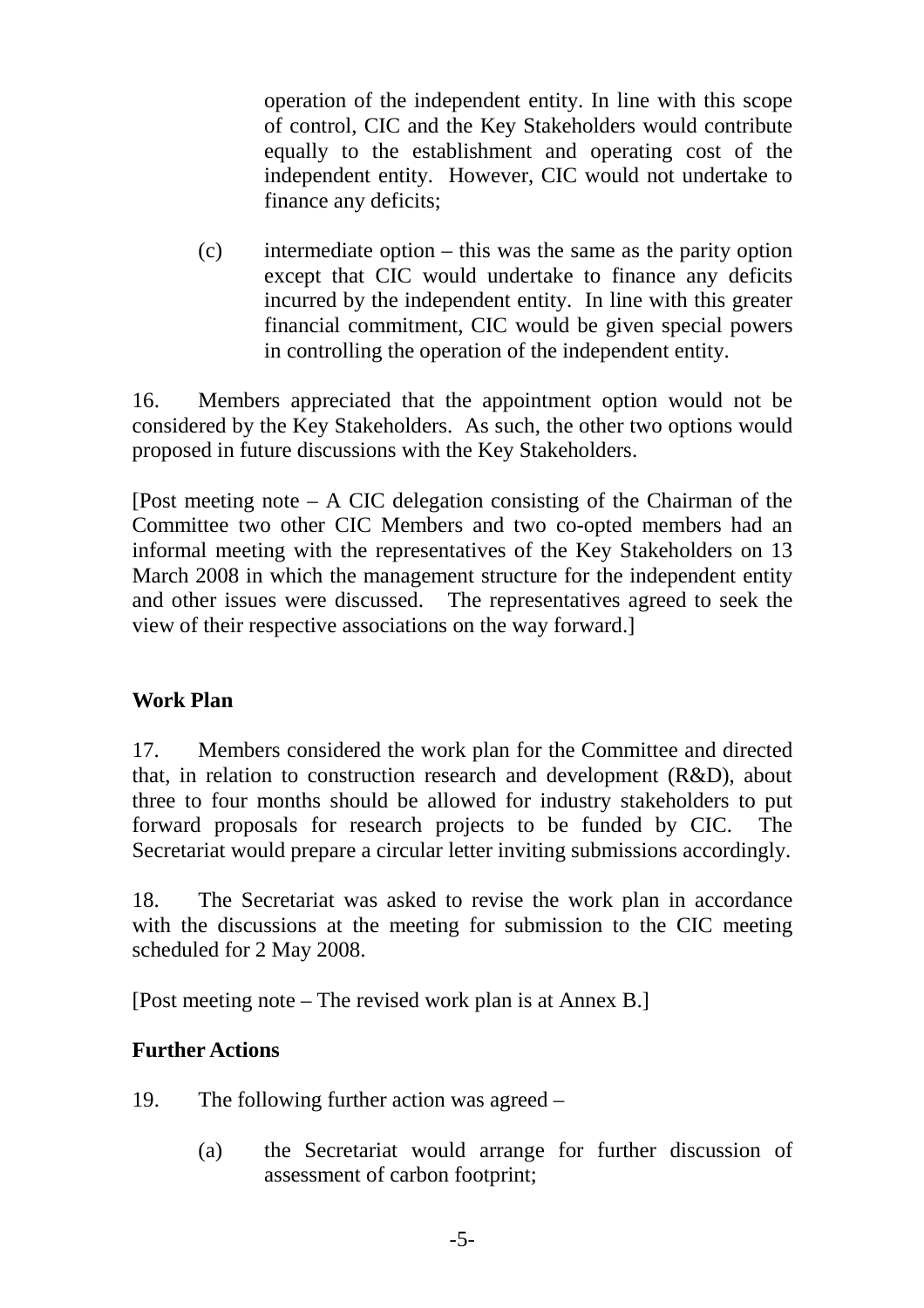operation of the independent entity. In line with this scope of control, CIC and the Key Stakeholders would contribute equally to the establishment and operating cost of the independent entity. However, CIC would not undertake to finance any deficits;

(c) intermediate option – this was the same as the parity option except that CIC would undertake to finance any deficits incurred by the independent entity. In line with this greater financial commitment, CIC would be given special powers in controlling the operation of the independent entity.

16. Members appreciated that the appointment option would not be considered by the Key Stakeholders. As such, the other two options would proposed in future discussions with the Key Stakeholders.

[Post meeting note – A CIC delegation consisting of the Chairman of the Committee two other CIC Members and two co-opted members had an informal meeting with the representatives of the Key Stakeholders on 13 March 2008 in which the management structure for the independent entity and other issues were discussed. The representatives agreed to seek the view of their respective associations on the way forward.]

**Work Plan**

17. Members considered the work plan for the Committee and directed that, in relation to construction research and development (R&D), about three to four months should be allowed for industry stakeholders to put forward proposals for research projects to be funded by CIC. The Secretariat would prepare a circular letter inviting submissions accordingly.

18. The Secretariat was asked to revise the work plan in accordance with the discussions at the meeting for submission to the CIC meeting scheduled for 2 May 2008.

[Post meeting note – The revised work plan is at Annex B.]

**Further Actions**

19. The following further action was agreed –

(a) the Secretariat would arrange for further discussion of assessment of carbon footprint;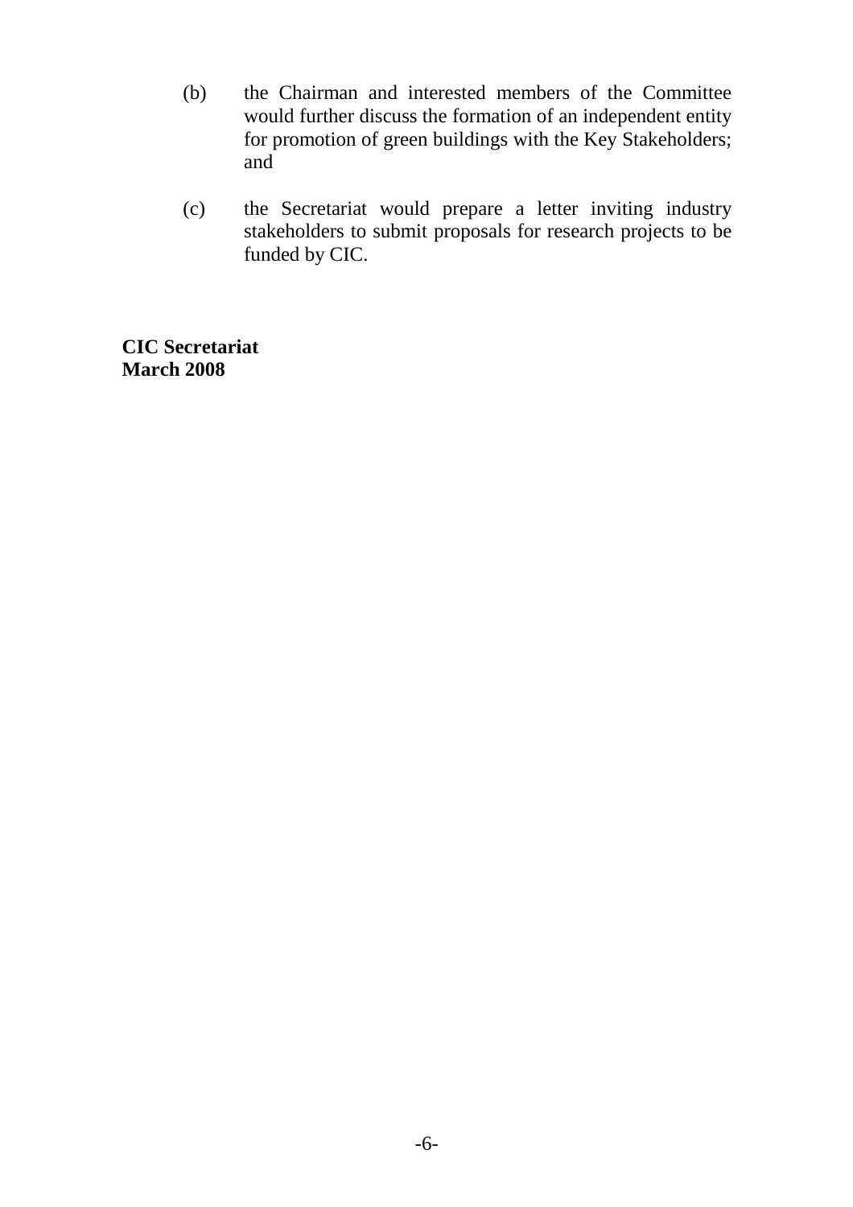(b) the Chairman and interested members of the Committee would further discuss the formation of an independent entity for promotion of green buildings with the Key Stakeholders; and

(c) the Secretariat would prepare a letter inviting industry stakeholders to submit proposals for research projects to be funded by CIC.

**CIC Secretariat**
**March 2008**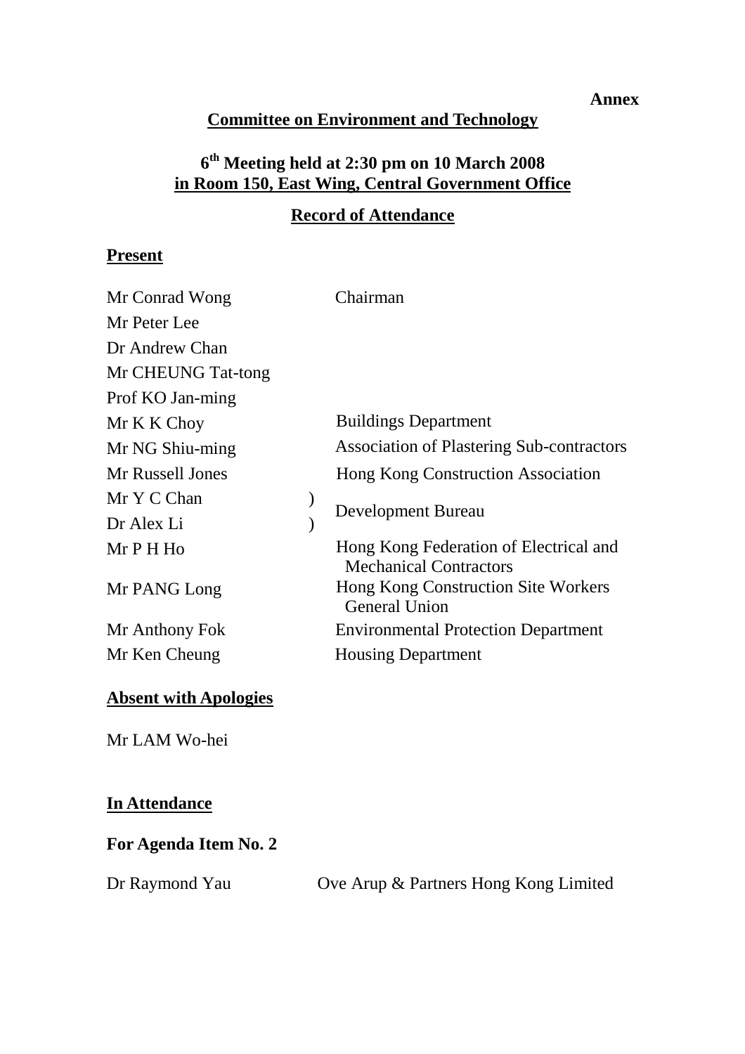**Annex**

**Committee on Environment and Technology**

**6th Meeting held at 2:30 pm on 10 March 2008**
**in Room 150, East Wing, Central Government Office**

**Record of Attendance**

**Present**

| | |
|---|---|
| Mr Conrad Wong | Chairman |
| Mr Peter Lee | |
| Dr Andrew Chan | |
| Mr CHEUNG Tat-tong | |
| Prof KO Jan-ming | |
| Mr K K Choy | Buildings Department |
| Mr NG Shiu-ming | Association of Plastering Sub-contractors |
| Mr Russell Jones | Hong Kong Construction Association |
| Mr Y C Chan ) | Development Bureau |
| Dr Alex Li ) | |
| Mr P H Ho | Hong Kong Federation of Electrical and Mechanical Contractors |
| Mr PANG Long | Hong Kong Construction Site Workers General Union |
| Mr Anthony Fok | Environmental Protection Department |
| Mr Ken Cheung | Housing Department |

**Absent with Apologies**

Mr LAM Wo-hei

**In Attendance**

**For Agenda Item No. 2**

| | |
|---|---|
| Dr Raymond Yau | Ove Arup & Partners Hong Kong Limited |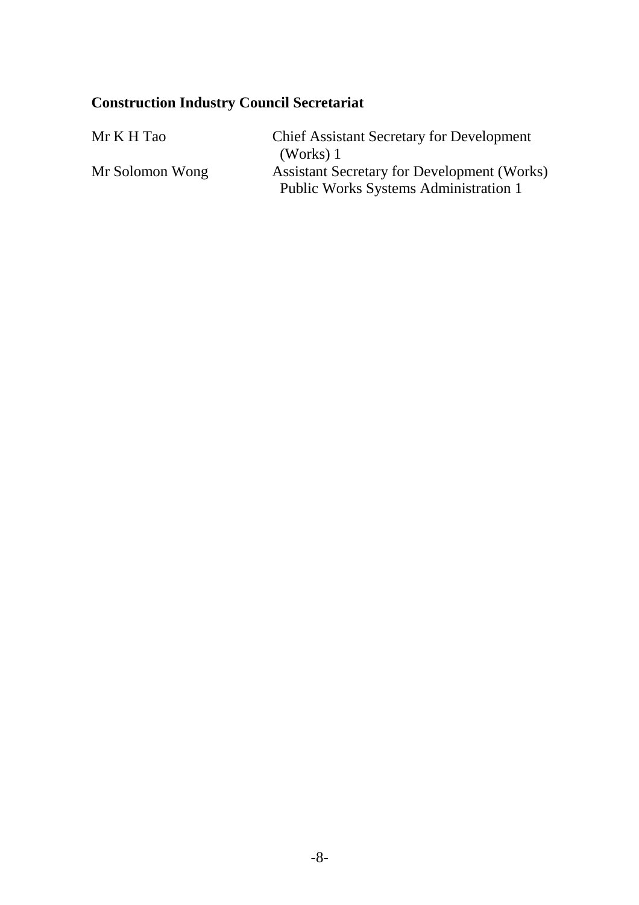**Construction Industry Council Secretariat**

| | |
|---|---|
| Mr K H Tao | Chief Assistant Secretary for Development (Works) 1 |
| Mr Solomon Wong | Assistant Secretary for Development (Works) Public Works Systems Administration 1 |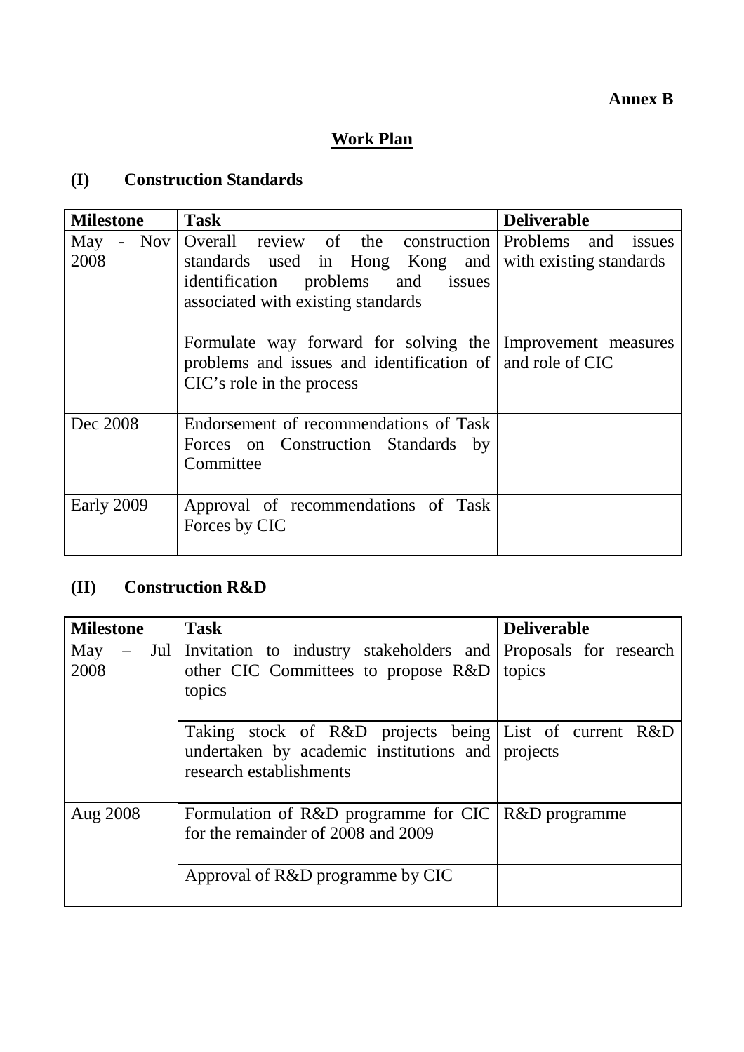**Annex B**

## Work Plan

### (I) Construction Standards

| Milestone | Task | Deliverable |
|---|---|---|
| May - Nov 2008 | Overall review of the construction standards used in Hong Kong and identification problems and issues associated with existing standards | Problems and issues with existing standards |
| | Formulate way forward for solving the problems and issues and identification of CIC's role in the process | Improvement measures and role of CIC |
| Dec 2008 | Endorsement of recommendations of Task Forces on Construction Standards by Committee | |
| Early 2009 | Approval of recommendations of Task Forces by CIC | |

### (II) Construction R&D

| Milestone | Task | Deliverable |
|---|---|---|
| May – Jul 2008 | Invitation to industry stakeholders and other CIC Committees to propose R&D topics | Proposals for research topics |
| | Taking stock of R&D projects being undertaken by academic institutions and research establishments | List of current R&D projects |
| Aug 2008 | Formulation of R&D programme for CIC for the remainder of 2008 and 2009 | R&D programme |
| | Approval of R&D programme by CIC | |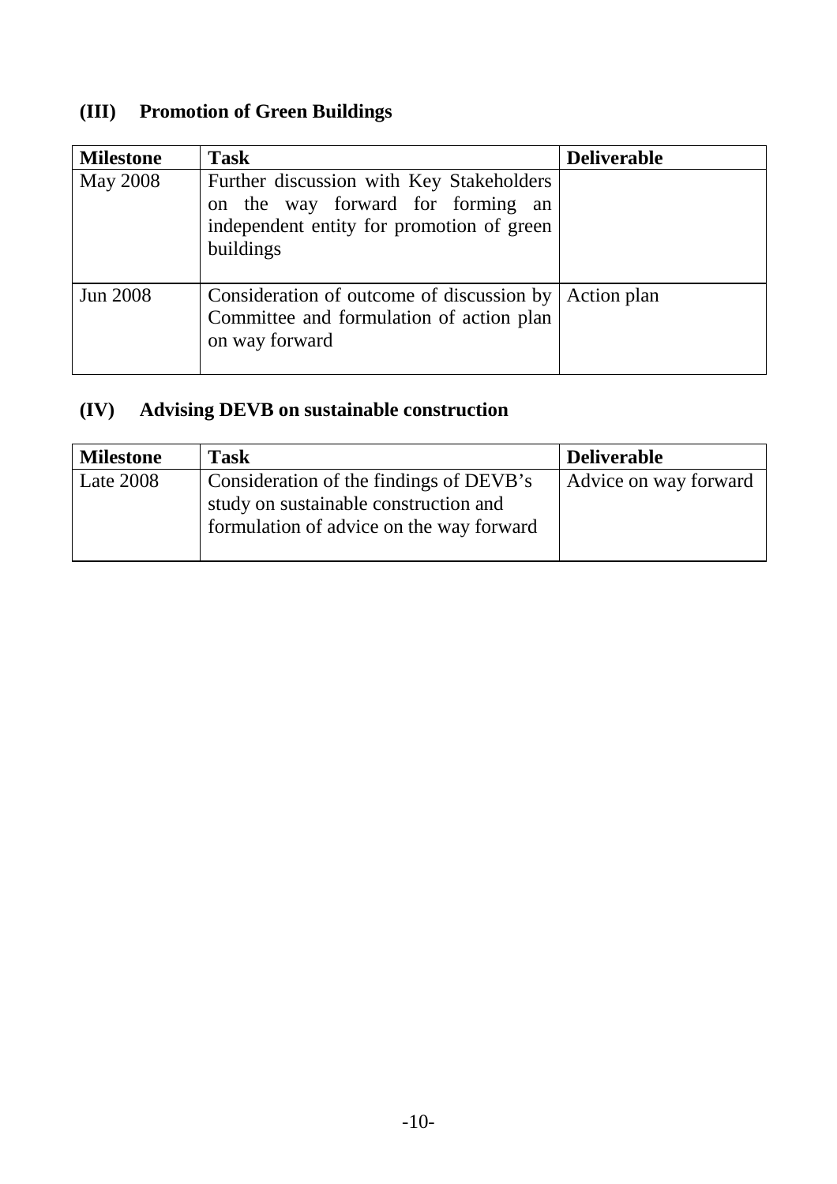## (III) Promotion of Green Buildings

| Milestone | Task | Deliverable |
|---|---|---|
| May 2008 | Further discussion with Key Stakeholders on the way forward for forming an independent entity for promotion of green buildings | |
| Jun 2008 | Consideration of outcome of discussion by Committee and formulation of action plan on way forward | Action plan |

## (IV) Advising DEVB on sustainable construction

| Milestone | Task | Deliverable |
|---|---|---|
| Late 2008 | Consideration of the findings of DEVB's study on sustainable construction and formulation of advice on the way forward | Advice on way forward |